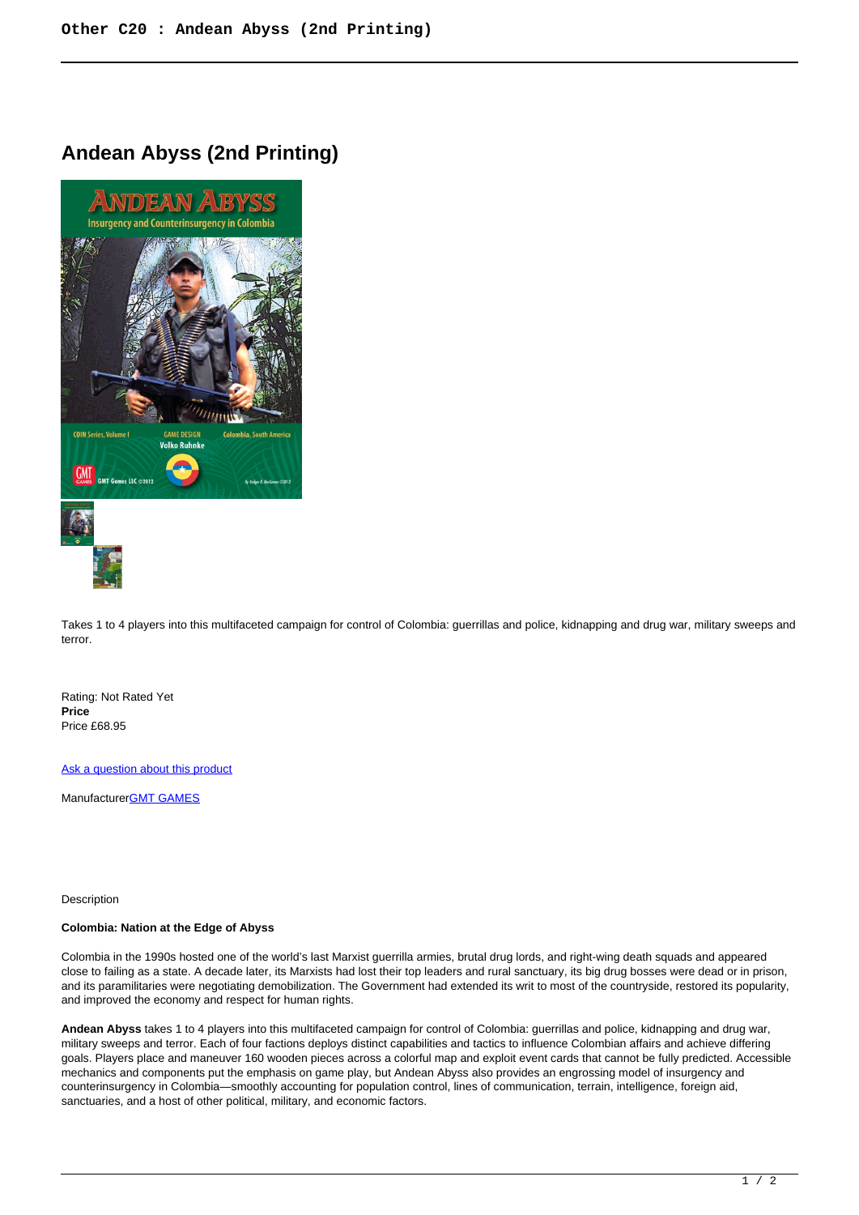# Andean Abyss (2nd Printing)

Takes 1 to 4 players into this multifaceted campaign for control of Colombia: guerrillas and police, kidnapping and drug war, military sweeps and terror.

Rating: Not Rated Yet
**Price**
Price £68.95

[Ask a question about this product]

Manufacturer[GMT GAMES]

Description

**Colombia: Nation at the Edge of Abyss**

Colombia in the 1990s hosted one of the world's last Marxist guerrilla armies, brutal drug lords, and right-wing death squads and appeared close to failing as a state. A decade later, its Marxists had lost their top leaders and rural sanctuary, its big drug bosses were dead or in prison, and its paramilitaries were negotiating demobilization. The Government had extended its writ to most of the countryside, restored its popularity, and improved the economy and respect for human rights.

**Andean Abyss** takes 1 to 4 players into this multifaceted campaign for control of Colombia: guerrillas and police, kidnapping and drug war, military sweeps and terror. Each of four factions deploys distinct capabilities and tactics to influence Colombian affairs and achieve differing goals. Players place and maneuver 160 wooden pieces across a colorful map and exploit event cards that cannot be fully predicted. Accessible mechanics and components put the emphasis on game play, but Andean Abyss also provides an engrossing model of insurgency and counterinsurgency in Colombia—smoothly accounting for population control, lines of communication, terrain, intelligence, foreign aid, sanctuaries, and a host of other political, military, and economic factors.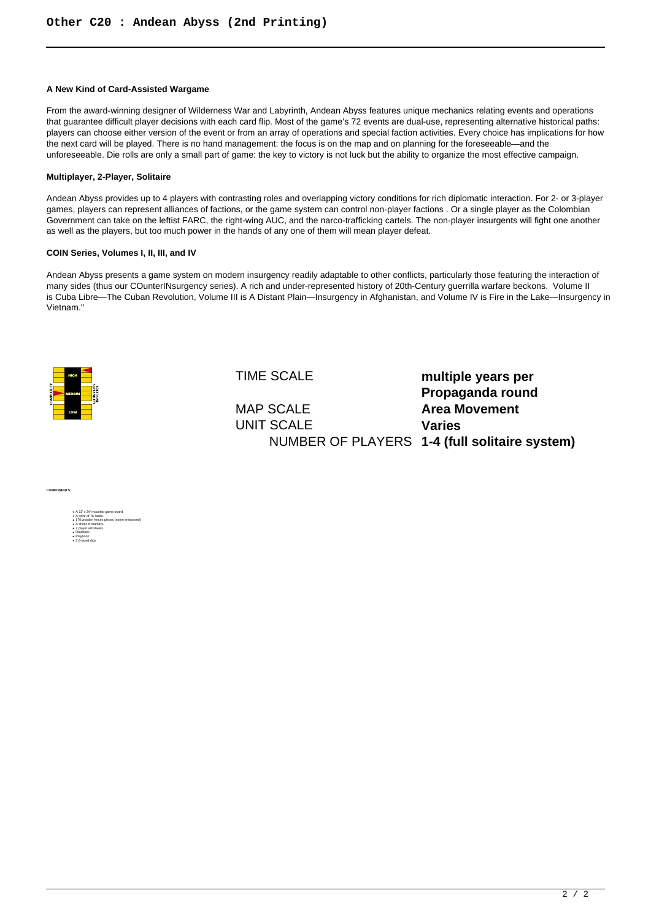# Other C20 : Andean Abyss (2nd Printing)

**A New Kind of Card-Assisted Wargame**

From the award-winning designer of Wilderness War and Labyrinth, Andean Abyss features unique mechanics relating events and operations that guarantee difficult player decisions with each card flip. Most of the game's 72 events are dual-use, representing alternative historical paths: players can choose either version of the event or from an array of operations and special faction activities. Every choice has implications for how the next card will be played. There is no hand management: the focus is on the map and on planning for the foreseeable—and the unforeseeable. Die rolls are only a small part of game: the key to victory is not luck but the ability to organize the most effective campaign.

**Multiplayer, 2-Player, Solitaire**

Andean Abyss provides up to 4 players with contrasting roles and overlapping victory conditions for rich diplomatic interaction. For 2- or 3-player games, players can represent alliances of factions, or the game system can control non-player factions . Or a single player as the Colombian Government can take on the leftist FARC, the right-wing AUC, and the narco-trafficking cartels. The non-player insurgents will fight one another as well as the players, but too much power in the hands of any one of them will mean player defeat.

**COIN Series, Volumes I, II, III, and IV**

Andean Abyss presents a game system on modern insurgency readily adaptable to other conflicts, particularly those featuring the interaction of many sides (thus our COunterINsurgency series). A rich and under-represented history of 20th-Century guerrilla warfare beckons. Volume II is Cuba Libre—The Cuban Revolution, Volume III is A Distant Plain—Insurgency in Afghanistan, and Volume IV is Fire in the Lake—Insurgency in Vietnam."

HIGH
MEDIUM
LOW
COMPLEXITY
SOLITAIRE SUITABILITY

| | |
|---|---|
| TIME SCALE | **multiple years per Propaganda round** |
| MAP SCALE | **Area Movement** |
| UNIT SCALE | **Varies** |
| NUMBER OF PLAYERS | **1-4 (full solitaire system)** |

**COMPONENTS:**

- A 22' x 34' mounted game board.
- A deck of 76 cards.
- 170 wooden forces pieces (some embossed) .
- A sheet of markers.
- 7 player aid sheets.
- Rulebook
- Playbook
- 3 6-sided dice